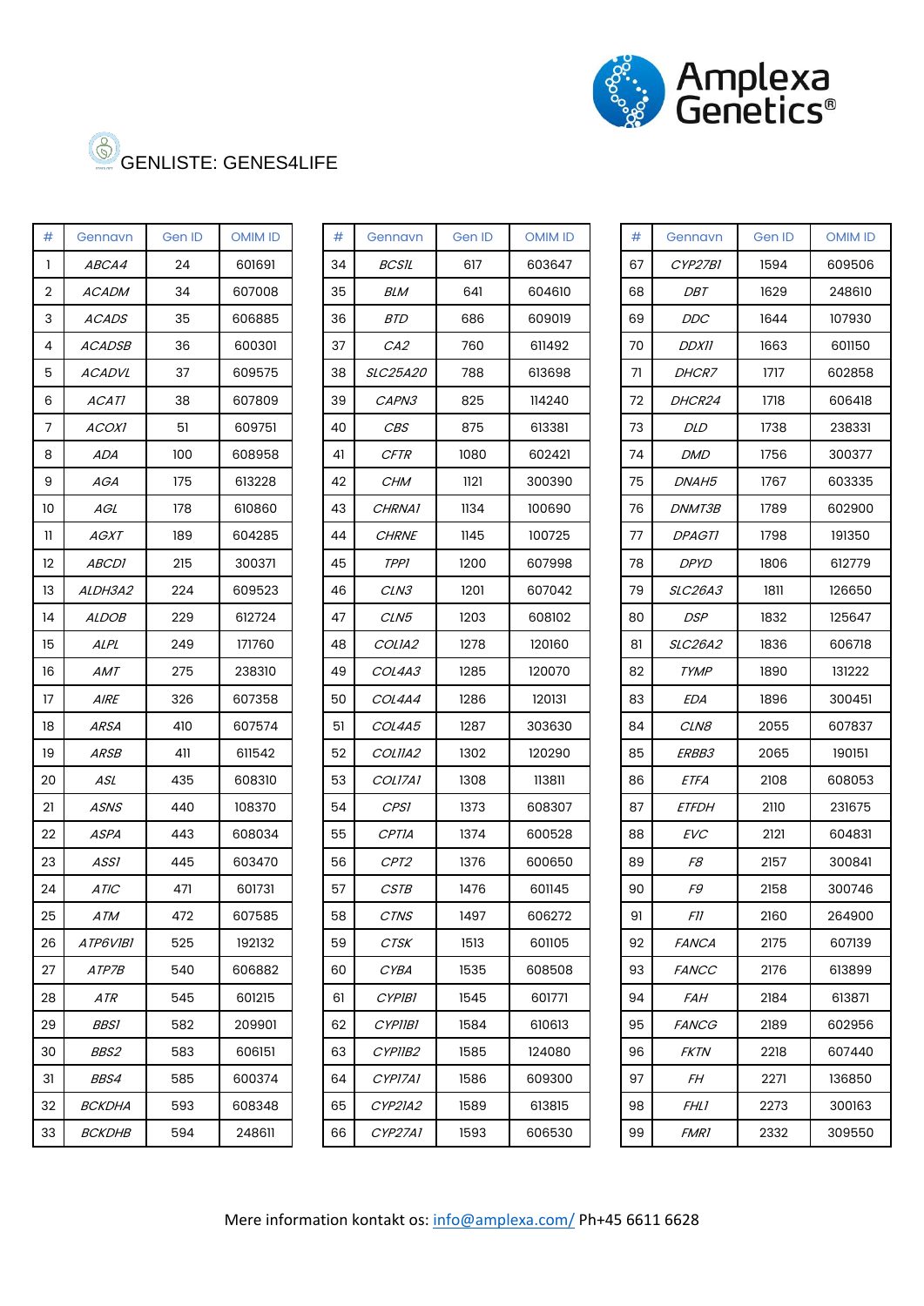# GENLISTE: GENES4LIFE

| # | Gennavn | Gen ID | OMIM ID |
|---|---|---|---|
| 1 | *ABCA4* | 24 | 601691 |
| 2 | *ACADM* | 34 | 607008 |
| 3 | *ACADS* | 35 | 606885 |
| 4 | *ACADSB* | 36 | 600301 |
| 5 | *ACADVL* | 37 | 609575 |
| 6 | *ACAT1* | 38 | 607809 |
| 7 | *ACOX1* | 51 | 609751 |
| 8 | *ADA* | 100 | 608958 |
| 9 | *AGA* | 175 | 613228 |
| 10 | *AGL* | 178 | 610860 |
| 11 | *AGXT* | 189 | 604285 |
| 12 | *ABCD1* | 215 | 300371 |
| 13 | *ALDH3A2* | 224 | 609523 |
| 14 | *ALDOB* | 229 | 612724 |
| 15 | *ALPL* | 249 | 171760 |
| 16 | *AMT* | 275 | 238310 |
| 17 | *AIRE* | 326 | 607358 |
| 18 | *ARSA* | 410 | 607574 |
| 19 | *ARSB* | 411 | 611542 |
| 20 | *ASL* | 435 | 608310 |
| 21 | *ASNS* | 440 | 108370 |
| 22 | *ASPA* | 443 | 608034 |
| 23 | *ASS1* | 445 | 603470 |
| 24 | *ATIC* | 471 | 601731 |
| 25 | *ATM* | 472 | 607585 |
| 26 | *ATP6V1B1* | 525 | 192132 |
| 27 | *ATP7B* | 540 | 606882 |
| 28 | *ATR* | 545 | 601215 |
| 29 | *BBS1* | 582 | 209901 |
| 30 | *BBS2* | 583 | 606151 |
| 31 | *BBS4* | 585 | 600374 |
| 32 | *BCKDHA* | 593 | 608348 |
| 33 | *BCKDHB* | 594 | 248611 |
| 34 | *BCS1L* | 617 | 603647 |
| 35 | *BLM* | 641 | 604610 |
| 36 | *BTD* | 686 | 609019 |
| 37 | *CA2* | 760 | 611492 |
| 38 | *SLC25A20* | 788 | 613698 |
| 39 | *CAPN3* | 825 | 114240 |
| 40 | *CBS* | 875 | 613381 |
| 41 | *CFTR* | 1080 | 602421 |
| 42 | *CHM* | 1121 | 300390 |
| 43 | *CHRNA1* | 1134 | 100690 |
| 44 | *CHRNE* | 1145 | 100725 |
| 45 | *TPP1* | 1200 | 607998 |
| 46 | *CLN3* | 1201 | 607042 |
| 47 | *CLN5* | 1203 | 608102 |
| 48 | *COL1A2* | 1278 | 120160 |
| 49 | *COL4A3* | 1285 | 120070 |
| 50 | *COL4A4* | 1286 | 120131 |
| 51 | *COL4A5* | 1287 | 303630 |
| 52 | *COL11A2* | 1302 | 120290 |
| 53 | *COL17A1* | 1308 | 113811 |
| 54 | *CPS1* | 1373 | 608307 |
| 55 | *CPT1A* | 1374 | 600528 |
| 56 | *CPT2* | 1376 | 600650 |
| 57 | *CSTB* | 1476 | 601145 |
| 58 | *CTNS* | 1497 | 606272 |
| 59 | *CTSK* | 1513 | 601105 |
| 60 | *CYBA* | 1535 | 608508 |
| 61 | *CYP1B1* | 1545 | 601771 |
| 62 | *CYP11B1* | 1584 | 610613 |
| 63 | *CYP11B2* | 1585 | 124080 |
| 64 | *CYP17A1* | 1586 | 609300 |
| 65 | *CYP21A2* | 1589 | 613815 |
| 66 | *CYP27A1* | 1593 | 606530 |
| 67 | *CYP27B1* | 1594 | 609506 |
| 68 | *DBT* | 1629 | 248610 |
| 69 | *DDC* | 1644 | 107930 |
| 70 | *DDX11* | 1663 | 601150 |
| 71 | *DHCR7* | 1717 | 602858 |
| 72 | *DHCR24* | 1718 | 606418 |
| 73 | *DLD* | 1738 | 238331 |
| 74 | *DMD* | 1756 | 300377 |
| 75 | *DNAH5* | 1767 | 603335 |
| 76 | *DNMT3B* | 1789 | 602900 |
| 77 | *DPAGT1* | 1798 | 191350 |
| 78 | *DPYD* | 1806 | 612779 |
| 79 | *SLC26A3* | 1811 | 126650 |
| 80 | *DSP* | 1832 | 125647 |
| 81 | *SLC26A2* | 1836 | 606718 |
| 82 | *TYMP* | 1890 | 131222 |
| 83 | *EDA* | 1896 | 300451 |
| 84 | *CLN8* | 2055 | 607837 |
| 85 | *ERBB3* | 2065 | 190151 |
| 86 | *ETFA* | 2108 | 608053 |
| 87 | *ETFDH* | 2110 | 231675 |
| 88 | *EVC* | 2121 | 604831 |
| 89 | *F8* | 2157 | 300841 |
| 90 | *F9* | 2158 | 300746 |
| 91 | *F11* | 2160 | 264900 |
| 92 | *FANCA* | 2175 | 607139 |
| 93 | *FANCC* | 2176 | 613899 |
| 94 | *FAH* | 2184 | 613871 |
| 95 | *FANCG* | 2189 | 602956 |
| 96 | *FKTN* | 2218 | 607440 |
| 97 | *FH* | 2271 | 136850 |
| 98 | *FHL1* | 2273 | 300163 |
| 99 | *FMR1* | 2332 | 309550 |

Mere information kontakt os: info@amplexa.com/ Ph+45 6611 6628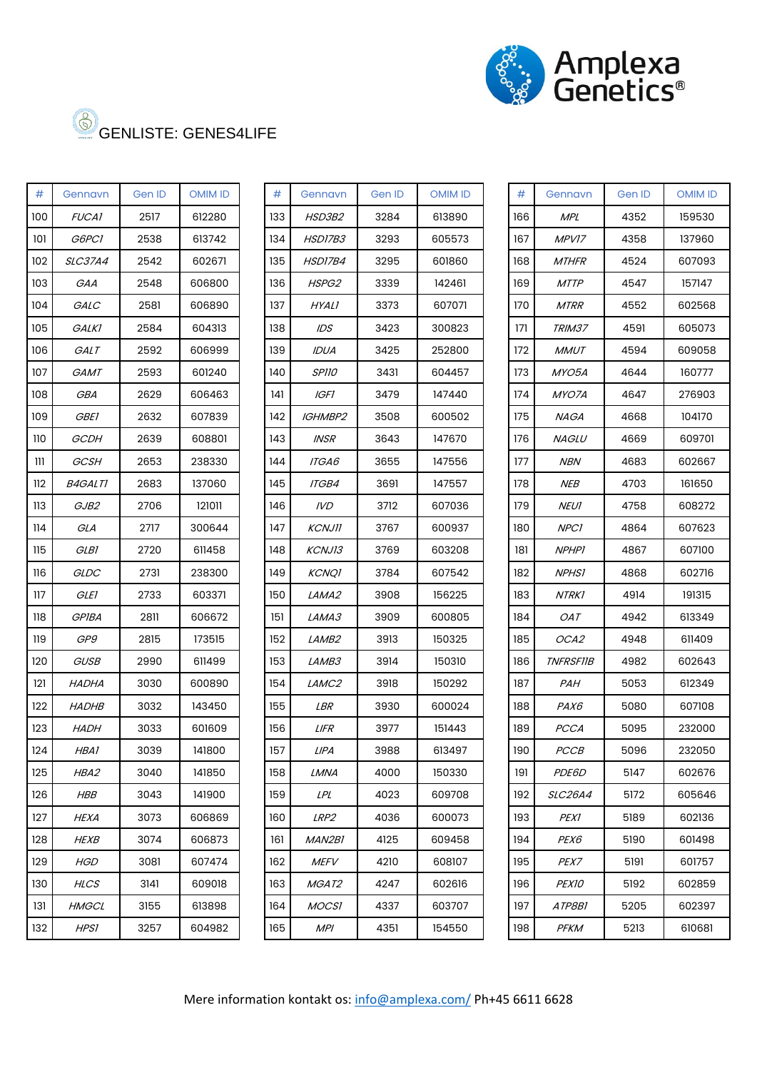Amplexa Genetics®

# GENLISTE: GENES4LIFE

| # | Gennavn | Gen ID | OMIM ID |
|---|---|---|---|
| 100 | *FUCA1* | 2517 | 612280 |
| 101 | *G6PC1* | 2538 | 613742 |
| 102 | *SLC37A4* | 2542 | 602671 |
| 103 | *GAA* | 2548 | 606800 |
| 104 | *GALC* | 2581 | 606890 |
| 105 | *GALK1* | 2584 | 604313 |
| 106 | *GALT* | 2592 | 606999 |
| 107 | *GAMT* | 2593 | 601240 |
| 108 | *GBA* | 2629 | 606463 |
| 109 | *GBE1* | 2632 | 607839 |
| 110 | *GCDH* | 2639 | 608801 |
| 111 | *GCSH* | 2653 | 238330 |
| 112 | *B4GALT1* | 2683 | 137060 |
| 113 | *GJB2* | 2706 | 121011 |
| 114 | *GLA* | 2717 | 300644 |
| 115 | *GLB1* | 2720 | 611458 |
| 116 | *GLDC* | 2731 | 238300 |
| 117 | *GLE1* | 2733 | 603371 |
| 118 | *GP1BA* | 2811 | 606672 |
| 119 | *GP9* | 2815 | 173515 |
| 120 | *GUSB* | 2990 | 611499 |
| 121 | *HADHA* | 3030 | 600890 |
| 122 | *HADHB* | 3032 | 143450 |
| 123 | *HADH* | 3033 | 601609 |
| 124 | *HBA1* | 3039 | 141800 |
| 125 | *HBA2* | 3040 | 141850 |
| 126 | *HBB* | 3043 | 141900 |
| 127 | *HEXA* | 3073 | 606869 |
| 128 | *HEXB* | 3074 | 606873 |
| 129 | *HGD* | 3081 | 607474 |
| 130 | *HLCS* | 3141 | 609018 |
| 131 | *HMGCL* | 3155 | 613898 |
| 132 | *HPS1* | 3257 | 604982 |
| 133 | *HSD3B2* | 3284 | 613890 |
| 134 | *HSD17B3* | 3293 | 605573 |
| 135 | *HSD17B4* | 3295 | 601860 |
| 136 | *HSPG2* | 3339 | 142461 |
| 137 | *HYAL1* | 3373 | 607071 |
| 138 | *IDS* | 3423 | 300823 |
| 139 | *IDUA* | 3425 | 252800 |
| 140 | *SP110* | 3431 | 604457 |
| 141 | *IGF1* | 3479 | 147440 |
| 142 | *IGHMBP2* | 3508 | 600502 |
| 143 | *INSR* | 3643 | 147670 |
| 144 | *ITGA6* | 3655 | 147556 |
| 145 | *ITGB4* | 3691 | 147557 |
| 146 | *IVD* | 3712 | 607036 |
| 147 | *KCNJ11* | 3767 | 600937 |
| 148 | *KCNJ13* | 3769 | 603208 |
| 149 | *KCNQ1* | 3784 | 607542 |
| 150 | *LAMA2* | 3908 | 156225 |
| 151 | *LAMA3* | 3909 | 600805 |
| 152 | *LAMB2* | 3913 | 150325 |
| 153 | *LAMB3* | 3914 | 150310 |
| 154 | *LAMC2* | 3918 | 150292 |
| 155 | *LBR* | 3930 | 600024 |
| 156 | *LIFR* | 3977 | 151443 |
| 157 | *LIPA* | 3988 | 613497 |
| 158 | *LMNA* | 4000 | 150330 |
| 159 | *LPL* | 4023 | 609708 |
| 160 | *LRP2* | 4036 | 600073 |
| 161 | *MAN2B1* | 4125 | 609458 |
| 162 | *MEFV* | 4210 | 608107 |
| 163 | *MGAT2* | 4247 | 602616 |
| 164 | *MOCS1* | 4337 | 603707 |
| 165 | *MPI* | 4351 | 154550 |
| 166 | *MPL* | 4352 | 159530 |
| 167 | *MPV17* | 4358 | 137960 |
| 168 | *MTHFR* | 4524 | 607093 |
| 169 | *MTTP* | 4547 | 157147 |
| 170 | *MTRR* | 4552 | 602568 |
| 171 | *TRIM37* | 4591 | 605073 |
| 172 | *MMUT* | 4594 | 609058 |
| 173 | *MYO5A* | 4644 | 160777 |
| 174 | *MYO7A* | 4647 | 276903 |
| 175 | *NAGA* | 4668 | 104170 |
| 176 | *NAGLU* | 4669 | 609701 |
| 177 | *NBN* | 4683 | 602667 |
| 178 | *NEB* | 4703 | 161650 |
| 179 | *NEU1* | 4758 | 608272 |
| 180 | *NPC1* | 4864 | 607623 |
| 181 | *NPHP1* | 4867 | 607100 |
| 182 | *NPHS1* | 4868 | 602716 |
| 183 | *NTRK1* | 4914 | 191315 |
| 184 | *OAT* | 4942 | 613349 |
| 185 | *OCA2* | 4948 | 611409 |
| 186 | *TNFRSF11B* | 4982 | 602643 |
| 187 | *PAH* | 5053 | 612349 |
| 188 | *PAX6* | 5080 | 607108 |
| 189 | *PCCA* | 5095 | 232000 |
| 190 | *PCCB* | 5096 | 232050 |
| 191 | *PDE6D* | 5147 | 602676 |
| 192 | *SLC26A4* | 5172 | 605646 |
| 193 | *PEX1* | 5189 | 602136 |
| 194 | *PEX6* | 5190 | 601498 |
| 195 | *PEX7* | 5191 | 601757 |
| 196 | *PEX10* | 5192 | 602859 |
| 197 | *ATP8B1* | 5205 | 602397 |
| 198 | *PFKM* | 5213 | 610681 |

Mere information kontakt os: info@amplexa.com/ Ph+45 6611 6628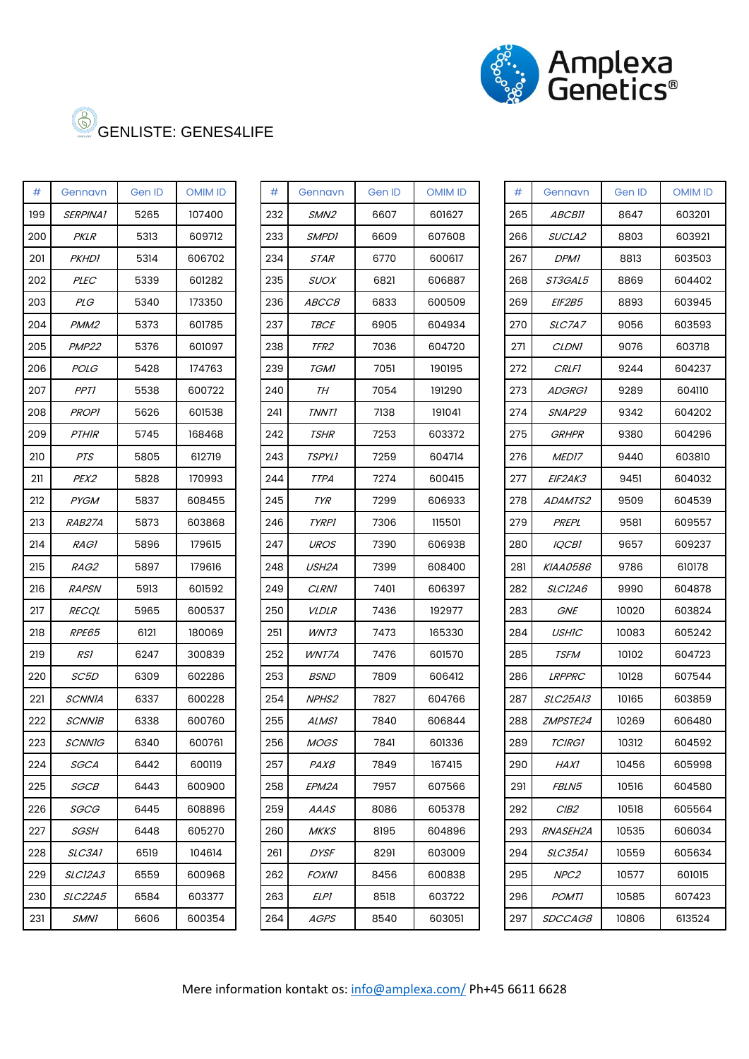# GENLISTE: GENES4LIFE

| # | Gennavn | Gen ID | OMIM ID |
|---|---|---|---|
| 199 | *SERPINA1* | 5265 | 107400 |
| 200 | *PKLR* | 5313 | 609712 |
| 201 | *PKHD1* | 5314 | 606702 |
| 202 | *PLEC* | 5339 | 601282 |
| 203 | *PLG* | 5340 | 173350 |
| 204 | *PMM2* | 5373 | 601785 |
| 205 | *PMP22* | 5376 | 601097 |
| 206 | *POLG* | 5428 | 174763 |
| 207 | *PPT1* | 5538 | 600722 |
| 208 | *PROP1* | 5626 | 601538 |
| 209 | *PTH1R* | 5745 | 168468 |
| 210 | *PTS* | 5805 | 612719 |
| 211 | *PEX2* | 5828 | 170993 |
| 212 | *PYGM* | 5837 | 608455 |
| 213 | *RAB27A* | 5873 | 603868 |
| 214 | *RAG1* | 5896 | 179615 |
| 215 | *RAG2* | 5897 | 179616 |
| 216 | *RAPSN* | 5913 | 601592 |
| 217 | *RECQL* | 5965 | 600537 |
| 218 | *RPE65* | 6121 | 180069 |
| 219 | *RS1* | 6247 | 300839 |
| 220 | *SC5D* | 6309 | 602286 |
| 221 | *SCNN1A* | 6337 | 600228 |
| 222 | *SCNN1B* | 6338 | 600760 |
| 223 | *SCNN1G* | 6340 | 600761 |
| 224 | *SGCA* | 6442 | 600119 |
| 225 | *SGCB* | 6443 | 600900 |
| 226 | *SGCG* | 6445 | 608896 |
| 227 | *SGSH* | 6448 | 605270 |
| 228 | *SLC3A1* | 6519 | 104614 |
| 229 | *SLC12A3* | 6559 | 600968 |
| 230 | *SLC22A5* | 6584 | 603377 |
| 231 | *SMN1* | 6606 | 600354 |
| 232 | *SMN2* | 6607 | 601627 |
| 233 | *SMPD1* | 6609 | 607608 |
| 234 | *STAR* | 6770 | 600617 |
| 235 | *SUOX* | 6821 | 606887 |
| 236 | *ABCC8* | 6833 | 600509 |
| 237 | *TBCE* | 6905 | 604934 |
| 238 | *TFR2* | 7036 | 604720 |
| 239 | *TGM1* | 7051 | 190195 |
| 240 | *TH* | 7054 | 191290 |
| 241 | *TNNT1* | 7138 | 191041 |
| 242 | *TSHR* | 7253 | 603372 |
| 243 | *TSPYL1* | 7259 | 604714 |
| 244 | *TTPA* | 7274 | 600415 |
| 245 | *TYR* | 7299 | 606933 |
| 246 | *TYRP1* | 7306 | 115501 |
| 247 | *UROS* | 7390 | 606938 |
| 248 | *USH2A* | 7399 | 608400 |
| 249 | *CLRN1* | 7401 | 606397 |
| 250 | *VLDLR* | 7436 | 192977 |
| 251 | *WNT3* | 7473 | 165330 |
| 252 | *WNT7A* | 7476 | 601570 |
| 253 | *BSND* | 7809 | 606412 |
| 254 | *NPHS2* | 7827 | 604766 |
| 255 | *ALMS1* | 7840 | 606844 |
| 256 | *MOGS* | 7841 | 601336 |
| 257 | *PAX8* | 7849 | 167415 |
| 258 | *EPM2A* | 7957 | 607566 |
| 259 | *AAAS* | 8086 | 605378 |
| 260 | *MKKS* | 8195 | 604896 |
| 261 | *DYSF* | 8291 | 603009 |
| 262 | *FOXN1* | 8456 | 600838 |
| 263 | *ELP1* | 8518 | 603722 |
| 264 | *AGPS* | 8540 | 603051 |
| 265 | *ABCB11* | 8647 | 603201 |
| 266 | *SUCLA2* | 8803 | 603921 |
| 267 | *DPM1* | 8813 | 603503 |
| 268 | *ST3GAL5* | 8869 | 604402 |
| 269 | *EIF2B5* | 8893 | 603945 |
| 270 | *SLC7A7* | 9056 | 603593 |
| 271 | *CLDN1* | 9076 | 603718 |
| 272 | *CRLF1* | 9244 | 604237 |
| 273 | *ADGRG1* | 9289 | 604110 |
| 274 | *SNAP29* | 9342 | 604202 |
| 275 | *GRHPR* | 9380 | 604296 |
| 276 | *MED17* | 9440 | 603810 |
| 277 | *EIF2AK3* | 9451 | 604032 |
| 278 | *ADAMTS2* | 9509 | 604539 |
| 279 | *PREPL* | 9581 | 609557 |
| 280 | *IQCB1* | 9657 | 609237 |
| 281 | *KIAA0586* | 9786 | 610178 |
| 282 | *SLC12A6* | 9990 | 604878 |
| 283 | *GNE* | 10020 | 603824 |
| 284 | *USH1C* | 10083 | 605242 |
| 285 | *TSFM* | 10102 | 604723 |
| 286 | *LRPPRC* | 10128 | 607544 |
| 287 | *SLC25A13* | 10165 | 603859 |
| 288 | *ZMPSTE24* | 10269 | 606480 |
| 289 | *TCIRG1* | 10312 | 604592 |
| 290 | *HAX1* | 10456 | 605998 |
| 291 | *FBLN5* | 10516 | 604580 |
| 292 | *CIB2* | 10518 | 605564 |
| 293 | *RNASEH2A* | 10535 | 606034 |
| 294 | *SLC35A1* | 10559 | 605634 |
| 295 | *NPC2* | 10577 | 601015 |
| 296 | *POMT1* | 10585 | 607423 |
| 297 | *SDCCAG8* | 10806 | 613524 |

Mere information kontakt os: info@amplexa.com/ Ph+45 6611 6628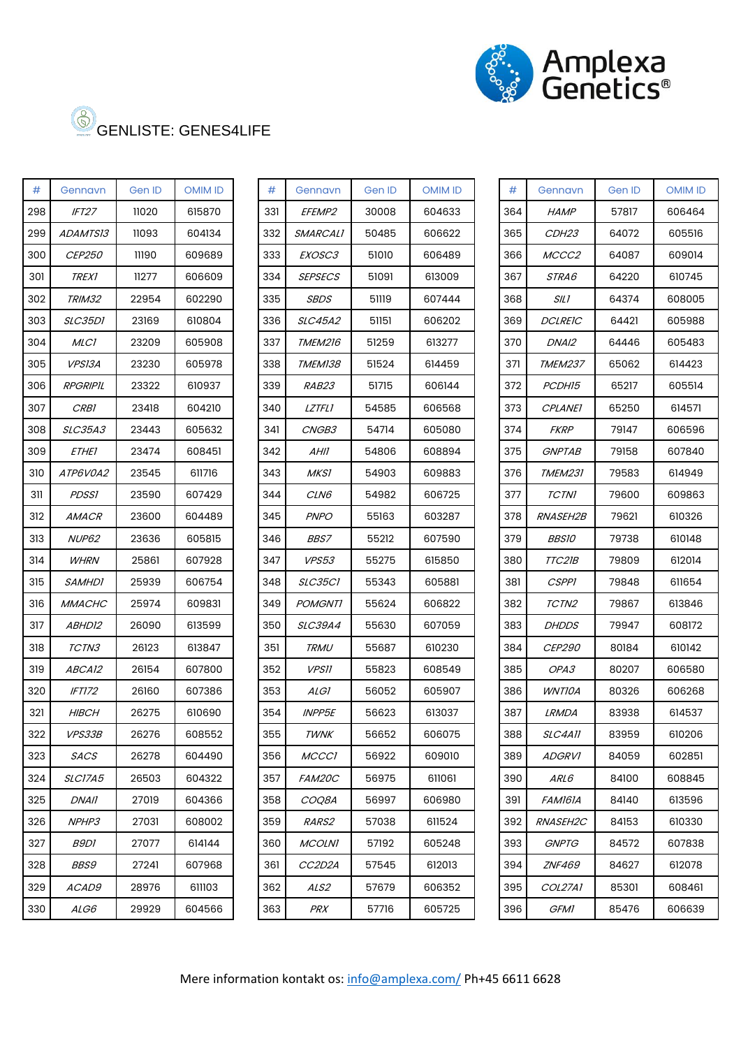# GENLISTE: GENES4LIFE

| # | Gennavn | Gen ID | OMIM ID |
|---|---|---|---|
| 298 | *IFT27* | 11020 | 615870 |
| 299 | *ADAMTS13* | 11093 | 604134 |
| 300 | *CEP250* | 11190 | 609689 |
| 301 | *TREX1* | 11277 | 606609 |
| 302 | *TRIM32* | 22954 | 602290 |
| 303 | *SLC35D1* | 23169 | 610804 |
| 304 | *MLC1* | 23209 | 605908 |
| 305 | *VPS13A* | 23230 | 605978 |
| 306 | *RPGRIPIL* | 23322 | 610937 |
| 307 | *CRB1* | 23418 | 604210 |
| 308 | *SLC35A3* | 23443 | 605632 |
| 309 | *ETHE1* | 23474 | 608451 |
| 310 | *ATP6V0A2* | 23545 | 611716 |
| 311 | *PDSS1* | 23590 | 607429 |
| 312 | *AMACR* | 23600 | 604489 |
| 313 | *NUP62* | 23636 | 605815 |
| 314 | *WHRN* | 25861 | 607928 |
| 315 | *SAMHD1* | 25939 | 606754 |
| 316 | *MMACHC* | 25974 | 609831 |
| 317 | *ABHD12* | 26090 | 613599 |
| 318 | *TCTN3* | 26123 | 613847 |
| 319 | *ABCA12* | 26154 | 607800 |
| 320 | *IFT172* | 26160 | 607386 |
| 321 | *HIBCH* | 26275 | 610690 |
| 322 | *VPS33B* | 26276 | 608552 |
| 323 | *SACS* | 26278 | 604490 |
| 324 | *SLC17A5* | 26503 | 604322 |
| 325 | *DNAI1* | 27019 | 604366 |
| 326 | *NPHP3* | 27031 | 608002 |
| 327 | *B9D1* | 27077 | 614144 |
| 328 | *BBS9* | 27241 | 607968 |
| 329 | *ACAD9* | 28976 | 611103 |
| 330 | *ALG6* | 29929 | 604566 |
| 331 | *EFEMP2* | 30008 | 604633 |
| 332 | *SMARCAL1* | 50485 | 606622 |
| 333 | *EXOSC3* | 51010 | 606489 |
| 334 | *SEPSECS* | 51091 | 613009 |
| 335 | *SBDS* | 51119 | 607444 |
| 336 | *SLC45A2* | 51151 | 606202 |
| 337 | *TMEM216* | 51259 | 613277 |
| 338 | *TMEM138* | 51524 | 614459 |
| 339 | *RAB23* | 51715 | 606144 |
| 340 | *LZTFL1* | 54585 | 606568 |
| 341 | *CNGB3* | 54714 | 605080 |
| 342 | *AHI1* | 54806 | 608894 |
| 343 | *MKS1* | 54903 | 609883 |
| 344 | *CLN6* | 54982 | 606725 |
| 345 | *PNPO* | 55163 | 603287 |
| 346 | *BBS7* | 55212 | 607590 |
| 347 | *VPS53* | 55275 | 615850 |
| 348 | *SLC35C1* | 55343 | 605881 |
| 349 | *POMGNT1* | 55624 | 606822 |
| 350 | *SLC39A4* | 55630 | 607059 |
| 351 | *TRMU* | 55687 | 610230 |
| 352 | *VPS11* | 55823 | 608549 |
| 353 | *ALG1* | 56052 | 605907 |
| 354 | *INPP5E* | 56623 | 613037 |
| 355 | *TWNK* | 56652 | 606075 |
| 356 | *MCCC1* | 56922 | 609010 |
| 357 | *FAM20C* | 56975 | 611061 |
| 358 | *COQ8A* | 56997 | 606980 |
| 359 | *RARS2* | 57038 | 611524 |
| 360 | *MCOLN1* | 57192 | 605248 |
| 361 | *CC2D2A* | 57545 | 612013 |
| 362 | *ALS2* | 57679 | 606352 |
| 363 | *PRX* | 57716 | 605725 |
| 364 | *HAMP* | 57817 | 606464 |
| 365 | *CDH23* | 64072 | 605516 |
| 366 | *MCCC2* | 64087 | 609014 |
| 367 | *STRA6* | 64220 | 610745 |
| 368 | *SIL1* | 64374 | 608005 |
| 369 | *DCLRE1C* | 64421 | 605988 |
| 370 | *DNAI2* | 64446 | 605483 |
| 371 | *TMEM237* | 65062 | 614423 |
| 372 | *PCDH15* | 65217 | 605514 |
| 373 | *CPLANE1* | 65250 | 614571 |
| 374 | *FKRP* | 79147 | 606596 |
| 375 | *GNPTAB* | 79158 | 607840 |
| 376 | *TMEM231* | 79583 | 614949 |
| 377 | *TCTN1* | 79600 | 609863 |
| 378 | *RNASEH2B* | 79621 | 610326 |
| 379 | *BBS10* | 79738 | 610148 |
| 380 | *TTC21B* | 79809 | 612014 |
| 381 | *CSPP1* | 79848 | 611654 |
| 382 | *TCTN2* | 79867 | 613846 |
| 383 | *DHDDS* | 79947 | 608172 |
| 384 | *CEP290* | 80184 | 610142 |
| 385 | *OPA3* | 80207 | 606580 |
| 386 | *WNT10A* | 80326 | 606268 |
| 387 | *LRMDA* | 83938 | 614537 |
| 388 | *SLC4A11* | 83959 | 610206 |
| 389 | *ADGRV1* | 84059 | 602851 |
| 390 | *ARL6* | 84100 | 608845 |
| 391 | *FAM161A* | 84140 | 613596 |
| 392 | *RNASEH2C* | 84153 | 610330 |
| 393 | *GNPTG* | 84572 | 607838 |
| 394 | *ZNF469* | 84627 | 612078 |
| 395 | *COL27A1* | 85301 | 608461 |
| 396 | *GFM1* | 85476 | 606639 |

Mere information kontakt os: info@amplexa.com/ Ph+45 6611 6628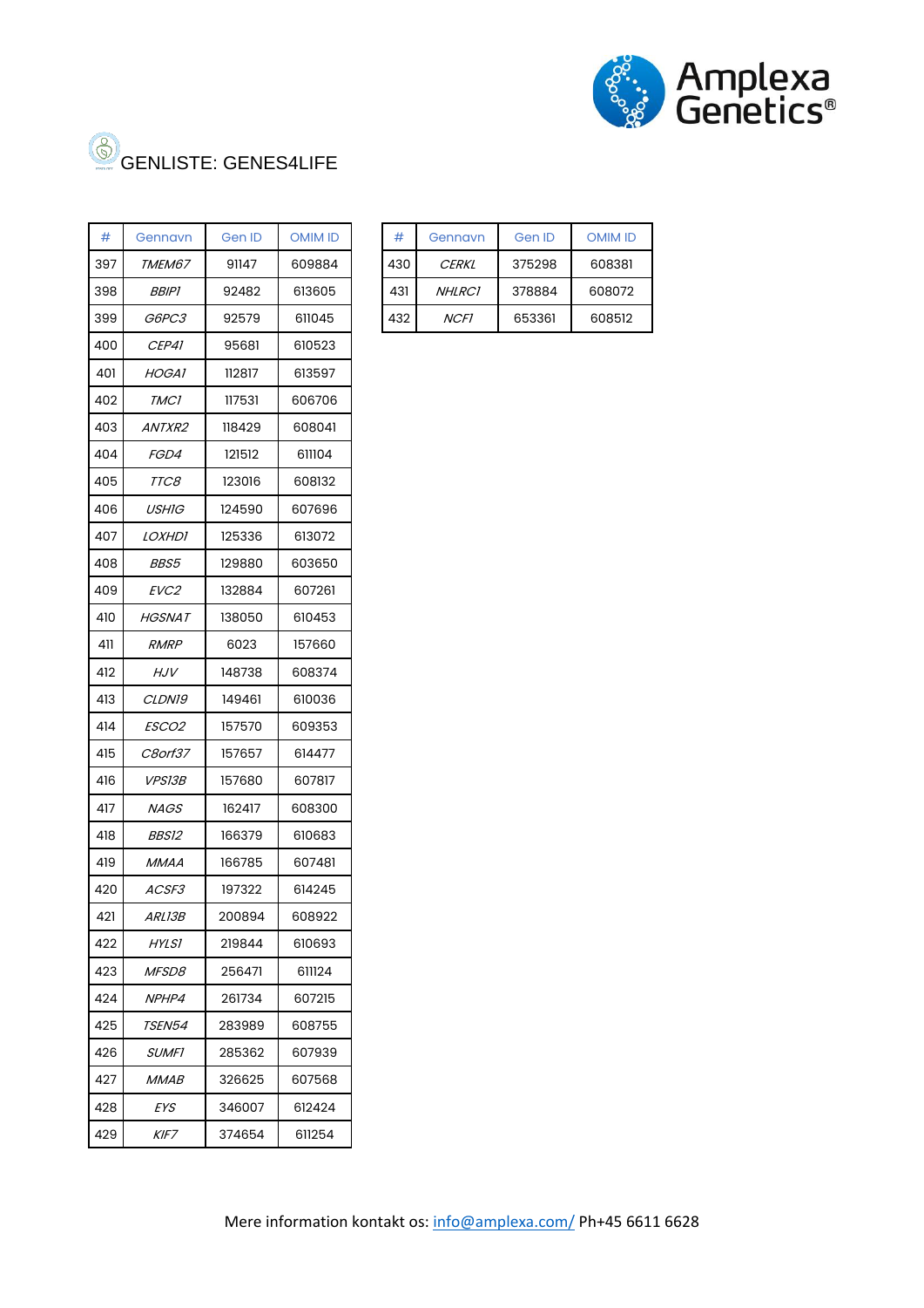# GENLISTE: GENES4LIFE

| # | Gennavn | Gen ID | OMIM ID |
|---|---|---|---|
| 397 | *TMEM67* | 91147 | 609884 |
| 398 | *BBIP1* | 92482 | 613605 |
| 399 | *G6PC3* | 92579 | 611045 |
| 400 | *CEP41* | 95681 | 610523 |
| 401 | *HOGA1* | 112817 | 613597 |
| 402 | *TMC1* | 117531 | 606706 |
| 403 | *ANTXR2* | 118429 | 608041 |
| 404 | *FGD4* | 121512 | 611104 |
| 405 | *TTC8* | 123016 | 608132 |
| 406 | *USH1G* | 124590 | 607696 |
| 407 | *LOXHD1* | 125336 | 613072 |
| 408 | *BBS5* | 129880 | 603650 |
| 409 | *EVC2* | 132884 | 607261 |
| 410 | *HGSNAT* | 138050 | 610453 |
| 411 | *RMRP* | 6023 | 157660 |
| 412 | *HJV* | 148738 | 608374 |
| 413 | *CLDN19* | 149461 | 610036 |
| 414 | *ESCO2* | 157570 | 609353 |
| 415 | *C8orf37* | 157657 | 614477 |
| 416 | *VPS13B* | 157680 | 607817 |
| 417 | *NAGS* | 162417 | 608300 |
| 418 | *BBS12* | 166379 | 610683 |
| 419 | *MMAA* | 166785 | 607481 |
| 420 | *ACSF3* | 197322 | 614245 |
| 421 | *ARL13B* | 200894 | 608922 |
| 422 | *HYLS1* | 219844 | 610693 |
| 423 | *MFSD8* | 256471 | 611124 |
| 424 | *NPHP4* | 261734 | 607215 |
| 425 | *TSEN54* | 283989 | 608755 |
| 426 | *SUMF1* | 285362 | 607939 |
| 427 | *MMAB* | 326625 | 607568 |
| 428 | *EYS* | 346007 | 612424 |
| 429 | *KIF7* | 374654 | 611254 |
| 430 | *CERKL* | 375298 | 608381 |
| 431 | *NHLRC1* | 378884 | 608072 |
| 432 | *NCF1* | 653361 | 608512 |

Mere information kontakt os: info@amplexa.com/ Ph+45 6611 6628